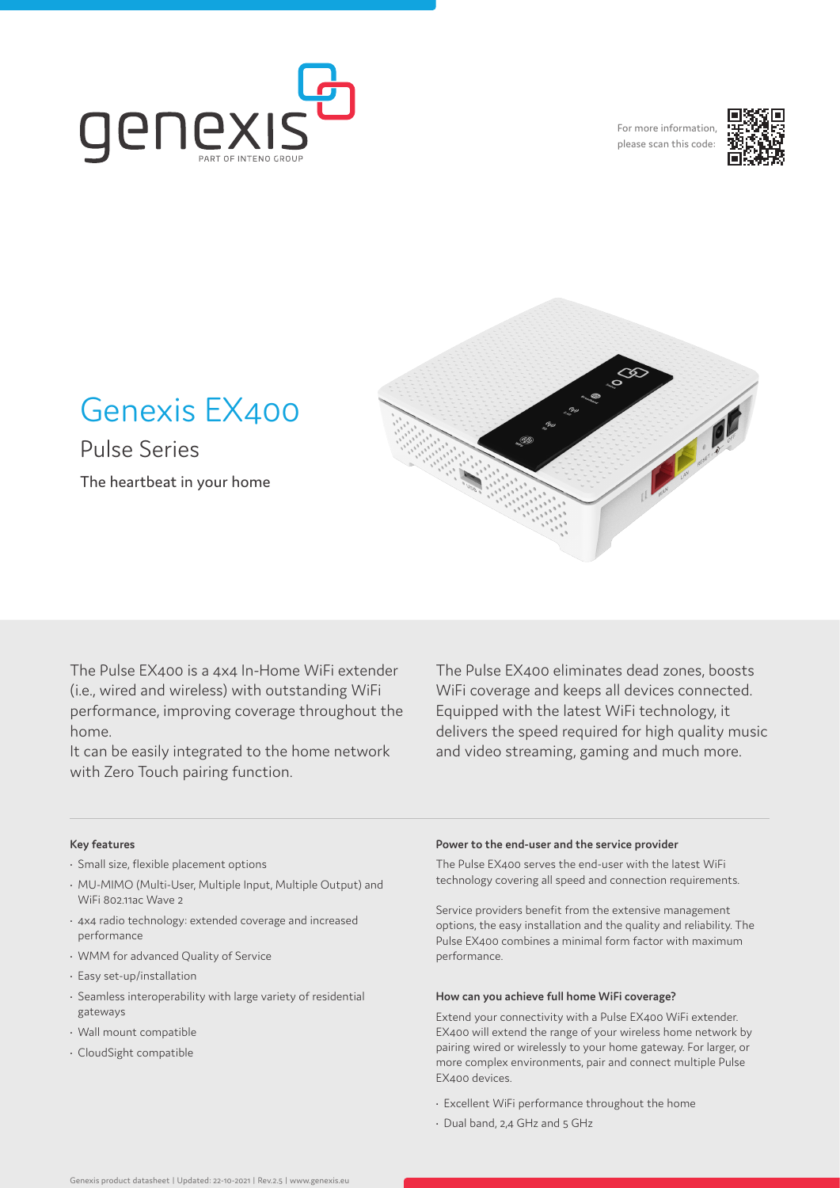For more information, please scan this code:

# Genexis EX400

## Pulse Series

The heartbeat in your home

The Pulse EX400 is a 4x4 In-Home WiFi extender (i.e., wired and wireless) with outstanding WiFi performance, improving coverage throughout the home.
It can be easily integrated to the home network with Zero Touch pairing function.

The Pulse EX400 eliminates dead zones, boosts WiFi coverage and keeps all devices connected. Equipped with the latest WiFi technology, it delivers the speed required for high quality music and video streaming, gaming and much more.

### Key features

- Small size, flexible placement options
- MU-MIMO (Multi-User, Multiple Input, Multiple Output) and WiFi 802.11ac Wave 2
- 4x4 radio technology: extended coverage and increased performance
- WMM for advanced Quality of Service
- Easy set-up/installation
- Seamless interoperability with large variety of residential gateways
- Wall mount compatible
- CloudSight compatible

### Power to the end-user and the service provider

The Pulse EX400 serves the end-user with the latest WiFi technology covering all speed and connection requirements.

Service providers benefit from the extensive management options, the easy installation and the quality and reliability. The Pulse EX400 combines a minimal form factor with maximum performance.

### How can you achieve full home WiFi coverage?

Extend your connectivity with a Pulse EX400 WiFi extender. EX400 will extend the range of your wireless home network by pairing wired or wirelessly to your home gateway. For larger, or more complex environments, pair and connect multiple Pulse EX400 devices.

- Excellent WiFi performance throughout the home
- Dual band, 2,4 GHz and 5 GHz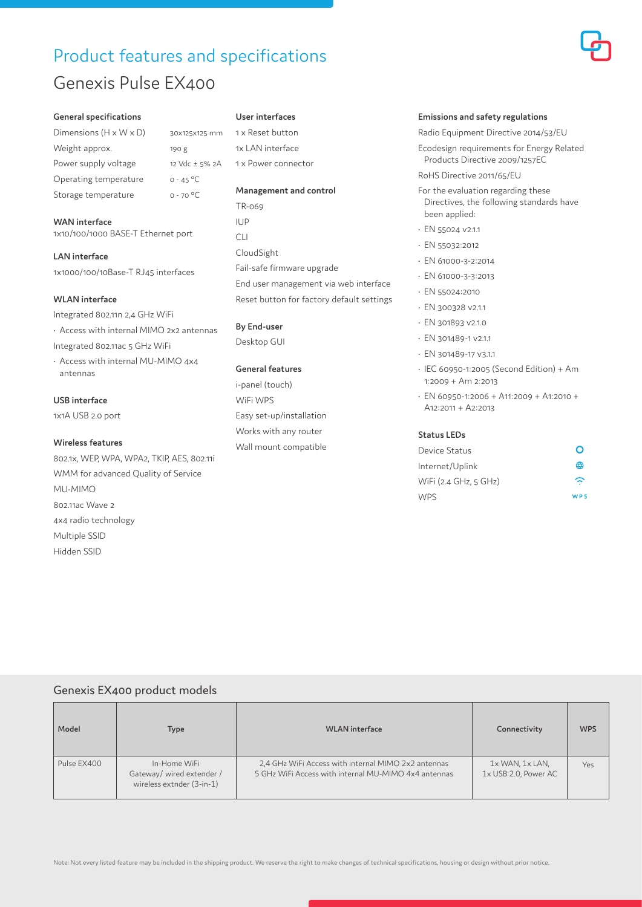# Product features and specifications

## Genexis Pulse EX400

### General specifications

| | |
|---|---|
| Dimensions (H x W x D) | 30x125x125 mm |
| Weight approx. | 190 g |
| Power supply voltage | 12 Vdc ± 5% 2A |
| Operating temperature | 0 - 45 °C |
| Storage temperature | 0 - 70 °C |

### WAN interface

1x10/100/1000 BASE-T Ethernet port

### LAN interface

1x1000/100/10Base-T RJ45 interfaces

### WLAN interface

Integrated 802.11n 2,4 GHz WiFi

- Access with internal MIMO 2x2 antennas

Integrated 802.11ac 5 GHz WiFi

- Access with internal MU-MIMO 4x4 antennas

### USB interface

1x1A USB 2.0 port

### Wireless features

802.1x, WEP, WPA, WPA2, TKIP, AES, 802.11i
WMM for advanced Quality of Service
MU-MIMO
802.11ac Wave 2
4x4 radio technology
Multiple SSID
Hidden SSID

### User interfaces

1 x Reset button
1x LAN interface
1 x Power connector

### Management and control

TR-069
IUP
CLI
CloudSight
Fail-safe firmware upgrade
End user management via web interface
Reset button for factory default settings

### By End-user

Desktop GUI

### General features

i-panel (touch)
WiFi WPS
Easy set-up/installation
Works with any router
Wall mount compatible

### Emissions and safety regulations

Radio Equipment Directive 2014/53/EU

Ecodesign requirements for Energy Related Products Directive 2009/1257EC

RoHS Directive 2011/65/EU

For the evaluation regarding these Directives, the following standards have been applied:

- EN 55024 v2.1.1
- EN 55032:2012
- EN 61000-3-2:2014
- EN 61000-3-3:2013
- EN 55024:2010
- EN 300328 v2.1.1
- EN 301893 v2.1.0
- EN 301489-1 v2.1.1
- EN 301489-17 v3.1.1
- IEC 60950-1:2005 (Second Edition) + Am 1:2009 + Am 2:2013
- EN 60950-1:2006 + A11:2009 + A1:2010 + A12:2011 + A2:2013

### Status LEDs

Device Status
Internet/Uplink
WiFi (2.4 GHz, 5 GHz)
WPS

## Genexis EX400 product models

| Model | Type | WLAN interface | Connectivity | WPS |
|---|---|---|---|---|
| Pulse EX400 | In-Home WiFi Gateway/ wired extender / wireless extnder (3-in-1) | 2,4 GHz WiFi Access with internal MIMO 2x2 antennas<br>5 GHz WiFi Access with internal MU-MIMO 4x4 antennas | 1x WAN, 1x LAN, 1x USB 2.0, Power AC | Yes |

Note: Not every listed feature may be included in the shipping product. We reserve the right to make changes of technical specifications, housing or design without prior notice.